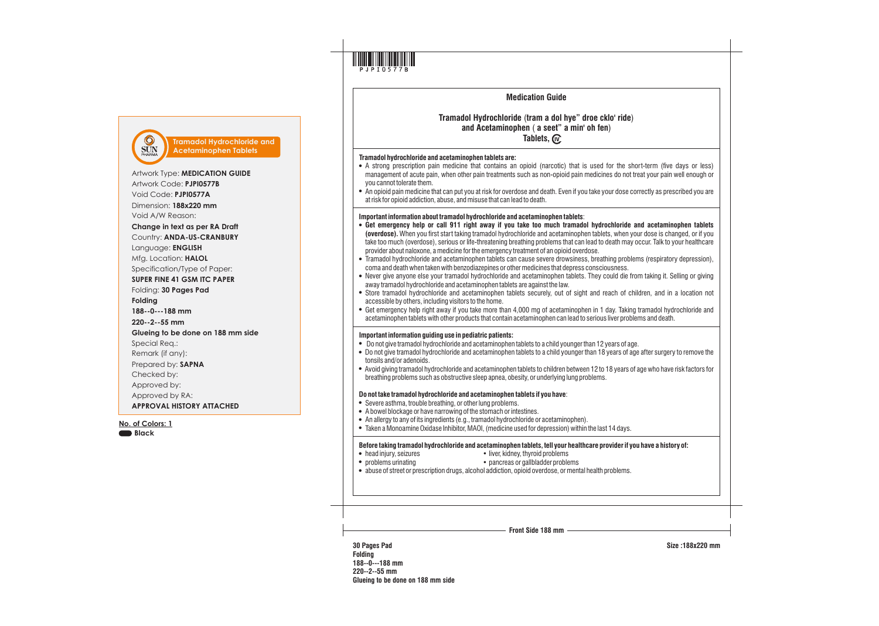Tramadol Hydrochloride and Acetaminophen Tablets

Artwork Type: **MEDICATION GUIDE**
Artwork Code: **PJPI0577B**
Void Code: **PJPI0577A**
Dimension: **188x220 mm**
Void A/W Reason:
**Change in text as per RA Draft**
Country: **ANDA-US-CRANBURY**
Language: **ENGLISH**
Mfg. Location: **HALOL**
Specification/Type of Paper:
**SUPER FINE 41 GSM ITC PAPER**
Folding: **30 Pages Pad**
**Folding**
**188--0---188 mm**
**220--2--55 mm**
**Glueing to be done on 188 mm side**
Special Req.:
Remark (if any):
Prepared by: **SAPNA**
Checked by:
Approved by:
Approved by RA:
**APPROVAL HISTORY ATTACHED**

**No. of Colors: 1**
**Black**

PJPI0577B

# Medication Guide

## Tramadol Hydrochloride (tram a dol hye" droe cklo' ride) and Acetaminophen ( a seet" a min' oh fen) Tablets, CIV

**Tramadol hydrochloride and acetaminophen tablets are:**

- A strong prescription pain medicine that contains an opioid (narcotic) that is used for the short-term (five days or less) management of acute pain, when other pain treatments such as non-opioid pain medicines do not treat your pain well enough or you cannot tolerate them.
- An opioid pain medicine that can put you at risk for overdose and death. Even if you take your dose correctly as prescribed you are at risk for opioid addiction, abuse, and misuse that can lead to death.

**Important information about tramadol hydrochloride and acetaminophen tablets**:

- **Get emergency help or call 911 right away if you take too much tramadol hydrochloride and acetaminophen tablets (overdose).** When you first start taking tramadol hydrochloride and acetaminophen tablets, when your dose is changed, or if you take too much (overdose), serious or life-threatening breathing problems that can lead to death may occur. Talk to your healthcare provider about naloxone, a medicine for the emergency treatment of an opioid overdose.
- Tramadol hydrochloride and acetaminophen tablets can cause severe drowsiness, breathing problems (respiratory depression), coma and death when taken with benzodiazepines or other medicines that depress consciousness.
- Never give anyone else your tramadol hydrochloride and acetaminophen tablets. They could die from taking it. Selling or giving away tramadol hydrochloride and acetaminophen tablets are against the law.
- Store tramadol hydrochloride and acetaminophen tablets securely, out of sight and reach of children, and in a location not accessible by others, including visitors to the home.
- Get emergency help right away if you take more than 4,000 mg of acetaminophen in 1 day. Taking tramadol hydrochloride and acetaminophen tablets with other products that contain acetaminophen can lead to serious liver problems and death.

**Important information guiding use in pediatric patients:**

- Do not give tramadol hydrochloride and acetaminophen tablets to a child younger than 12 years of age.
- Do not give tramadol hydrochloride and acetaminophen tablets to a child younger than 18 years of age after surgery to remove the tonsils and/or adenoids.
- Avoid giving tramadol hydrochloride and acetaminophen tablets to children between 12 to 18 years of age who have risk factors for breathing problems such as obstructive sleep apnea, obesity, or underlying lung problems.

**Do not take tramadol hydrochloride and acetaminophen tablets if you have**:

- Severe asthma, trouble breathing, or other lung problems.
- A bowel blockage or have narrowing of the stomach or intestines.
- An allergy to any of its ingredients (e.g., tramadol hydrochloride or acetaminophen).
- Taken a Monoamine Oxidase Inhibitor, MAOI, (medicine used for depression) within the last 14 days.

**Before taking tramadol hydrochloride and acetaminophen tablets, tell your healthcare provider if you have a history of:**

- head injury, seizures
- liver, kidney, thyroid problems
- problems urinating
- pancreas or gallbladder problems
- abuse of street or prescription drugs, alcohol addiction, opioid overdose, or mental health problems.

Front Side 188 mm

**30 Pages Pad**
**Folding**
**188--0---188 mm**
**220--2--55 mm**
**Glueing to be done on 188 mm side**

**Size :188x220 mm**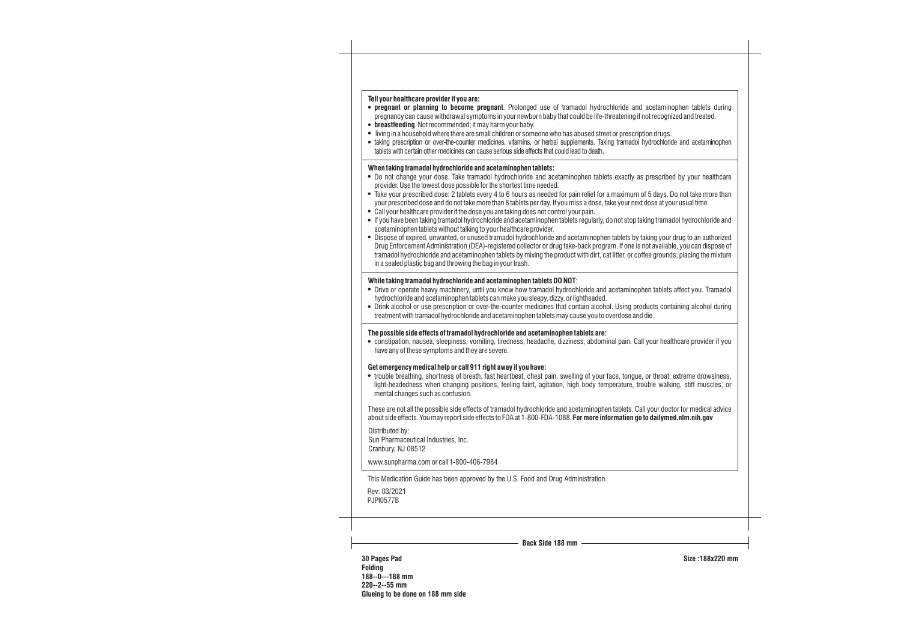**Tell your healthcare provider if you are:**

- **pregnant or planning to become pregnant**. Prolonged use of tramadol hydrochloride and acetaminophen tablets during pregnancy can cause withdrawal symptoms in your newborn baby that could be life-threatening if not recognized and treated.
- **breastfeeding**. Not recommended; it may harm your baby.
- living in a household where there are small children or someone who has abused street or prescription drugs.
- taking prescription or over-the-counter medicines, vitamins, or herbal supplements. Taking tramadol hydrochloride and acetaminophen tablets with certain other medicines can cause serious side effects that could lead to death.

**When taking tramadol hydrochloride and acetaminophen tablets:**

- Do not change your dose. Take tramadol hydrochloride and acetaminophen tablets exactly as prescribed by your healthcare provider. Use the lowest dose possible for the shortest time needed.
- Take your prescribed dose: 2 tablets every 4 to 6 hours as needed for pain relief for a maximum of 5 days. Do not take more than your prescribed dose and do not take more than 8 tablets per day. If you miss a dose, take your next dose at your usual time.
- Call your healthcare provider if the dose you are taking does not control your pain**.**
- If you have been taking tramadol hydrochloride and acetaminophen tablets regularly, do not stop taking tramadol hydrochloride and acetaminophen tablets without talking to your healthcare provider.
- Dispose of expired, unwanted, or unused tramadol hydrochloride and acetaminophen tablets by taking your drug to an authorized Drug Enforcement Administration (DEA)-registered collector or drug take-back program. If one is not available, you can dispose of tramadol hydrochloride and acetaminophen tablets by mixing the product with dirt, cat litter, or coffee grounds; placing the mixture in a sealed plastic bag and throwing the bag in your trash.

**While taking tramadol hydrochloride and acetaminophen tablets DO NOT**:

- Drive or operate heavy machinery, until you know how tramadol hydrochloride and acetaminophen tablets affect you. Tramadol hydrochloride and acetaminophen tablets can make you sleepy, dizzy, or lightheaded.
- Drink alcohol or use prescription or over-the-counter medicines that contain alcohol. Using products containing alcohol during treatment with tramadol hydrochloride and acetaminophen tablets may cause you to overdose and die.

**The possible side effects of tramadol hydrochloride and acetaminophen tablets are:**

- constipation, nausea, sleepiness, vomiting, tiredness, headache, dizziness, abdominal pain. Call your healthcare provider if you have any of these symptoms and they are severe.

**Get emergency medical help or call 911 right away if you have:**

- trouble breathing, shortness of breath, fast heartbeat, chest pain, swelling of your face, tongue, or throat, extreme drowsiness, light-headedness when changing positions, feeling faint, agitation, high body temperature, trouble walking, stiff muscles, or mental changes such as confusion.

These are not all the possible side effects of tramadol hydrochloride and acetaminophen tablets. Call your doctor for medical advice about side effects. You may report side effects to FDA at 1-800-FDA-1088. **For more information go to dailymed.nlm.nih.gov**

Distributed by:
Sun Pharmaceutical Industries, Inc.
Cranbury, NJ 08512

www.sunpharma.com or call 1-800-406-7984

This Medication Guide has been approved by the U.S. Food and Drug Administration.

Rev: 03/2021
PJPI0577B

**Back Side 188 mm**

**30 Pages Pad**
**Folding**
**188--0---188 mm**
**220--2--55 mm**
**Glueing to be done on 188 mm side**

**Size :188x220 mm**